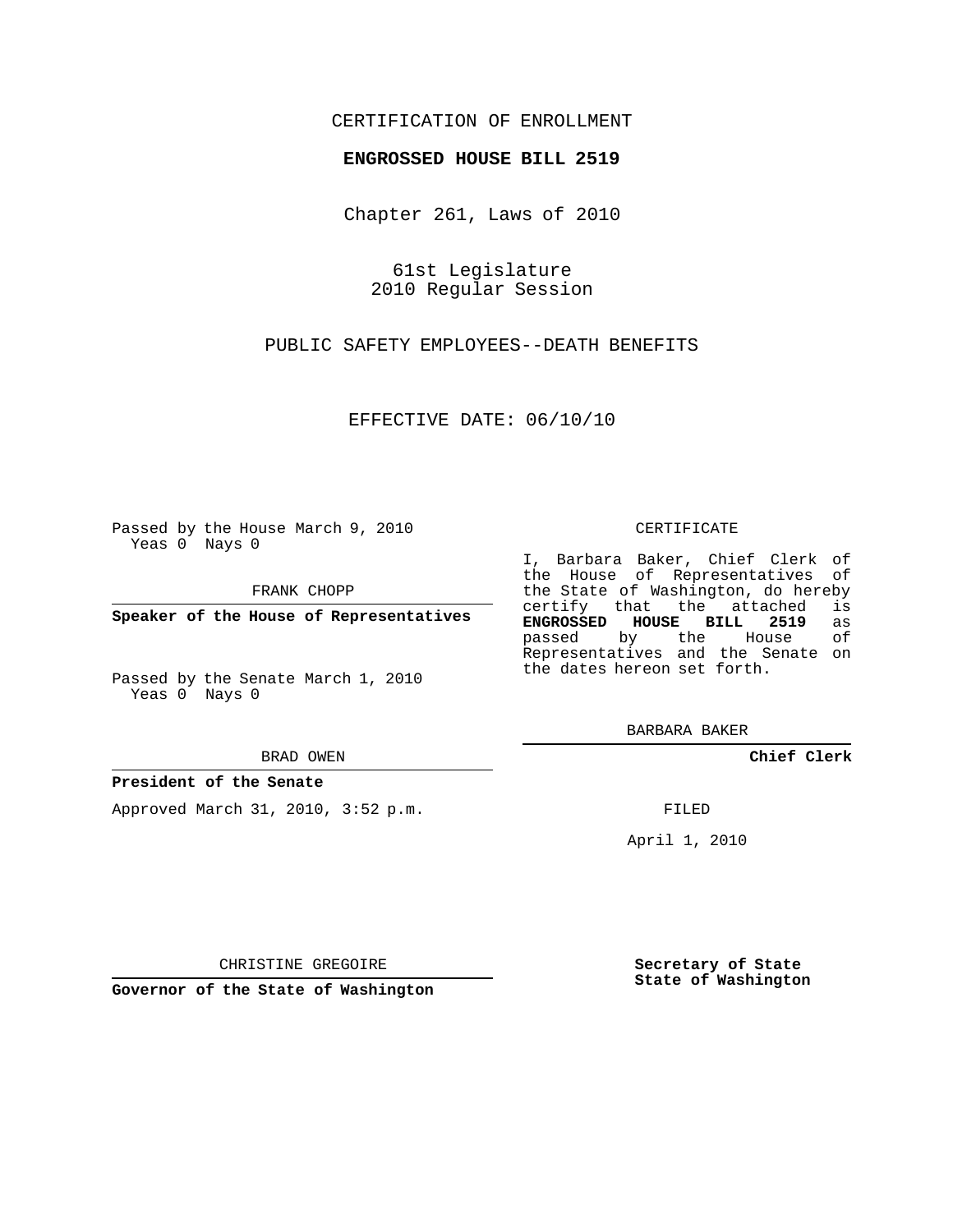CERTIFICATION OF ENROLLMENT

**ENGROSSED HOUSE BILL 2519**

Chapter 261, Laws of 2010

61st Legislature
2010 Regular Session

PUBLIC SAFETY EMPLOYEES--DEATH BENEFITS

EFFECTIVE DATE: 06/10/10

Passed by the House March 9, 2010
Yeas 0 Nays 0

FRANK CHOPP

**Speaker of the House of Representatives**

Passed by the Senate March 1, 2010
Yeas 0 Nays 0

BRAD OWEN

**President of the Senate**

Approved March 31, 2010, 3:52 p.m.

CHRISTINE GREGOIRE

**Governor of the State of Washington**

CERTIFICATE

I, Barbara Baker, Chief Clerk of the House of Representatives of the State of Washington, do hereby certify that the attached is **ENGROSSED HOUSE BILL 2519** as passed by the House of Representatives and the Senate on the dates hereon set forth.

BARBARA BAKER

**Chief Clerk**

FILED

April 1, 2010

**Secretary of State**
**State of Washington**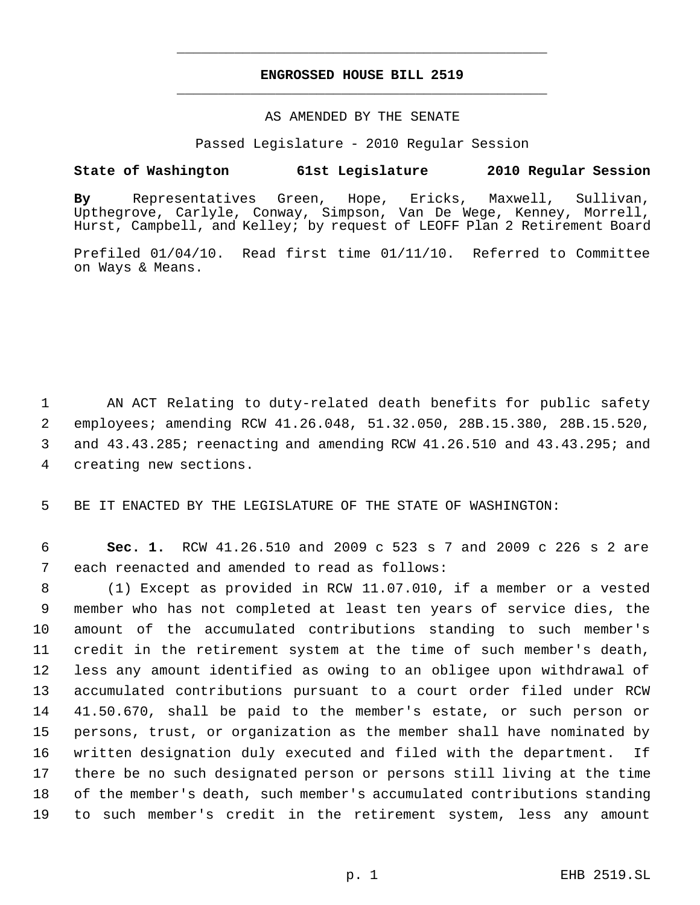**ENGROSSED HOUSE BILL 2519**

AS AMENDED BY THE SENATE

Passed Legislature - 2010 Regular Session

**State of Washington 61st Legislature 2010 Regular Session**

**By** Representatives Green, Hope, Ericks, Maxwell, Sullivan, Upthegrove, Carlyle, Conway, Simpson, Van De Wege, Kenney, Morrell, Hurst, Campbell, and Kelley; by request of LEOFF Plan 2 Retirement Board

Prefiled 01/04/10. Read first time 01/11/10. Referred to Committee on Ways & Means.

AN ACT Relating to duty-related death benefits for public safety employees; amending RCW 41.26.048, 51.32.050, 28B.15.380, 28B.15.520, and 43.43.285; reenacting and amending RCW 41.26.510 and 43.43.295; and creating new sections.

BE IT ENACTED BY THE LEGISLATURE OF THE STATE OF WASHINGTON:

**Sec. 1.** RCW 41.26.510 and 2009 c 523 s 7 and 2009 c 226 s 2 are each reenacted and amended to read as follows:

(1) Except as provided in RCW 11.07.010, if a member or a vested member who has not completed at least ten years of service dies, the amount of the accumulated contributions standing to such member's credit in the retirement system at the time of such member's death, less any amount identified as owing to an obligee upon withdrawal of accumulated contributions pursuant to a court order filed under RCW 41.50.670, shall be paid to the member's estate, or such person or persons, trust, or organization as the member shall have nominated by written designation duly executed and filed with the department. If there be no such designated person or persons still living at the time of the member's death, such member's accumulated contributions standing to such member's credit in the retirement system, less any amount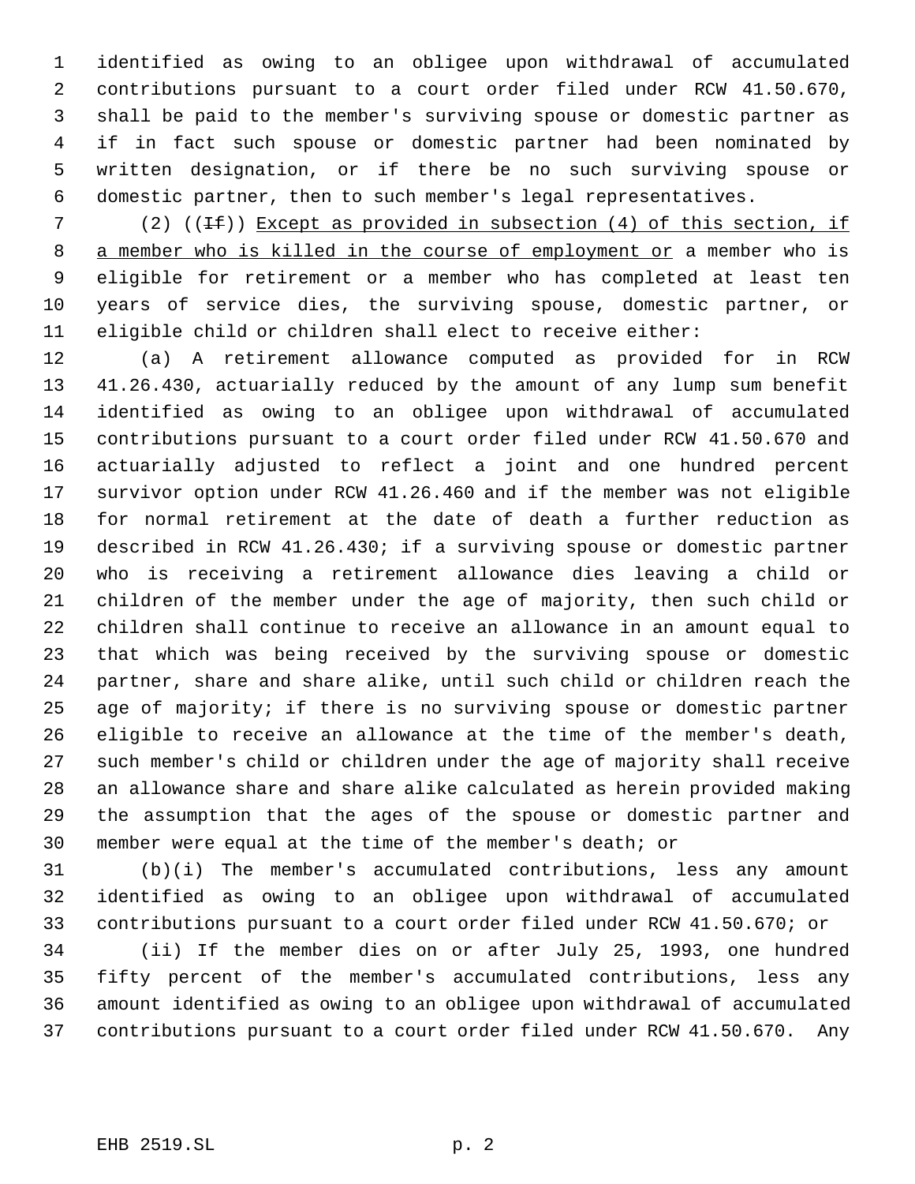identified as owing to an obligee upon withdrawal of accumulated contributions pursuant to a court order filed under RCW 41.50.670, shall be paid to the member's surviving spouse or domestic partner as if in fact such spouse or domestic partner had been nominated by written designation, or if there be no such surviving spouse or domestic partner, then to such member's legal representatives.

(2) ((~~If~~)) Except as provided in subsection (4) of this section, if a member who is killed in the course of employment or a member who is eligible for retirement or a member who has completed at least ten years of service dies, the surviving spouse, domestic partner, or eligible child or children shall elect to receive either:

(a) A retirement allowance computed as provided for in RCW 41.26.430, actuarially reduced by the amount of any lump sum benefit identified as owing to an obligee upon withdrawal of accumulated contributions pursuant to a court order filed under RCW 41.50.670 and actuarially adjusted to reflect a joint and one hundred percent survivor option under RCW 41.26.460 and if the member was not eligible for normal retirement at the date of death a further reduction as described in RCW 41.26.430; if a surviving spouse or domestic partner who is receiving a retirement allowance dies leaving a child or children of the member under the age of majority, then such child or children shall continue to receive an allowance in an amount equal to that which was being received by the surviving spouse or domestic partner, share and share alike, until such child or children reach the age of majority; if there is no surviving spouse or domestic partner eligible to receive an allowance at the time of the member's death, such member's child or children under the age of majority shall receive an allowance share and share alike calculated as herein provided making the assumption that the ages of the spouse or domestic partner and member were equal at the time of the member's death; or

(b)(i) The member's accumulated contributions, less any amount identified as owing to an obligee upon withdrawal of accumulated contributions pursuant to a court order filed under RCW 41.50.670; or

(ii) If the member dies on or after July 25, 1993, one hundred fifty percent of the member's accumulated contributions, less any amount identified as owing to an obligee upon withdrawal of accumulated contributions pursuant to a court order filed under RCW 41.50.670. Any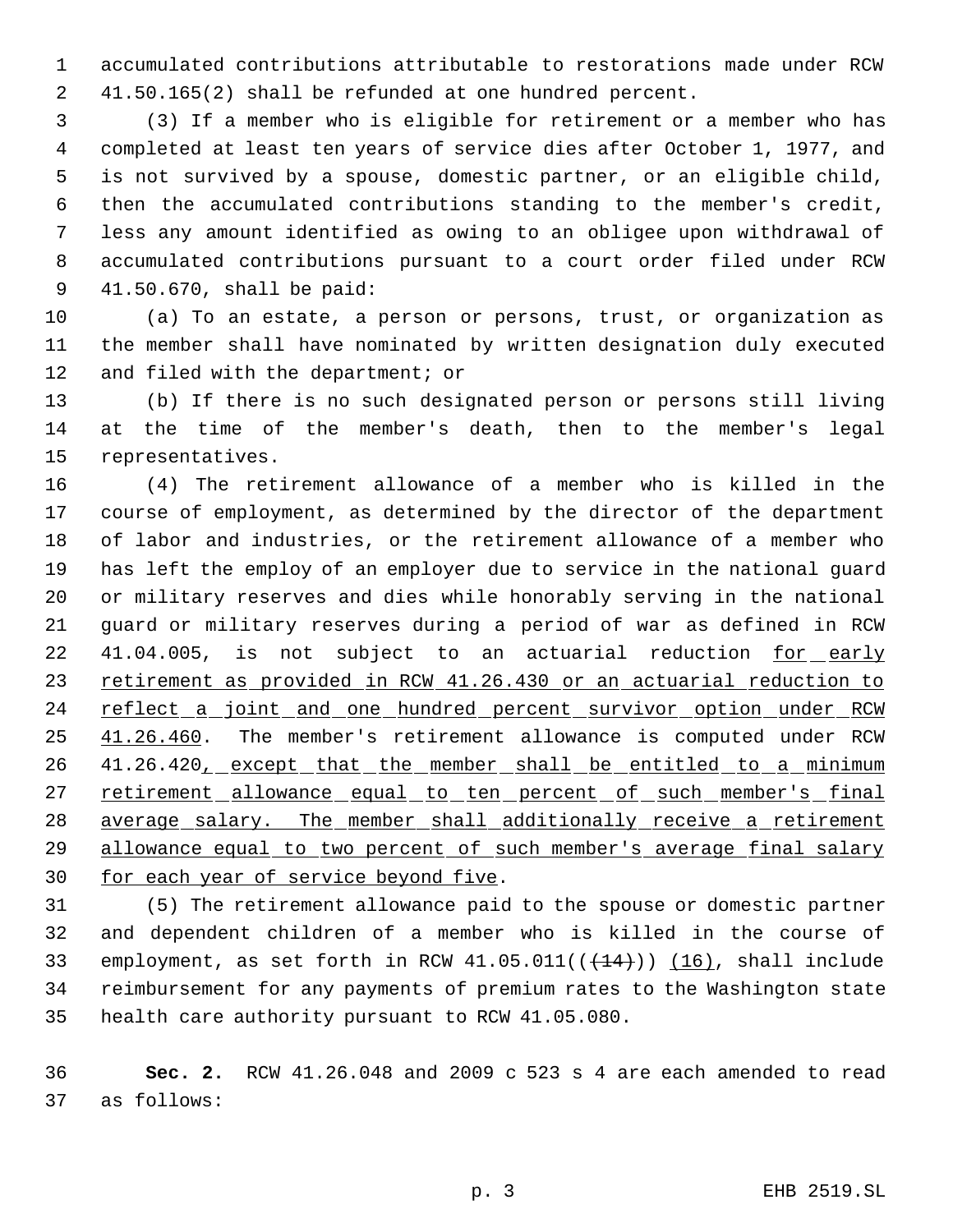accumulated contributions attributable to restorations made under RCW 41.50.165(2) shall be refunded at one hundred percent.

(3) If a member who is eligible for retirement or a member who has completed at least ten years of service dies after October 1, 1977, and is not survived by a spouse, domestic partner, or an eligible child, then the accumulated contributions standing to the member's credit, less any amount identified as owing to an obligee upon withdrawal of accumulated contributions pursuant to a court order filed under RCW 41.50.670, shall be paid:

(a) To an estate, a person or persons, trust, or organization as the member shall have nominated by written designation duly executed and filed with the department; or

(b) If there is no such designated person or persons still living at the time of the member's death, then to the member's legal representatives.

(4) The retirement allowance of a member who is killed in the course of employment, as determined by the director of the department of labor and industries, or the retirement allowance of a member who has left the employ of an employer due to service in the national guard or military reserves and dies while honorably serving in the national guard or military reserves during a period of war as defined in RCW 41.04.005, is not subject to an actuarial reduction for early retirement as provided in RCW 41.26.430 or an actuarial reduction to reflect a joint and one hundred percent survivor option under RCW 41.26.460. The member's retirement allowance is computed under RCW 41.26.420, except that the member shall be entitled to a minimum retirement allowance equal to ten percent of such member's final average salary. The member shall additionally receive a retirement allowance equal to two percent of such member's average final salary for each year of service beyond five.

(5) The retirement allowance paid to the spouse or domestic partner and dependent children of a member who is killed in the course of employment, as set forth in RCW 41.05.011((~~(14)~~)) (16), shall include reimbursement for any payments of premium rates to the Washington state health care authority pursuant to RCW 41.05.080.

**Sec. 2.** RCW 41.26.048 and 2009 c 523 s 4 are each amended to read as follows: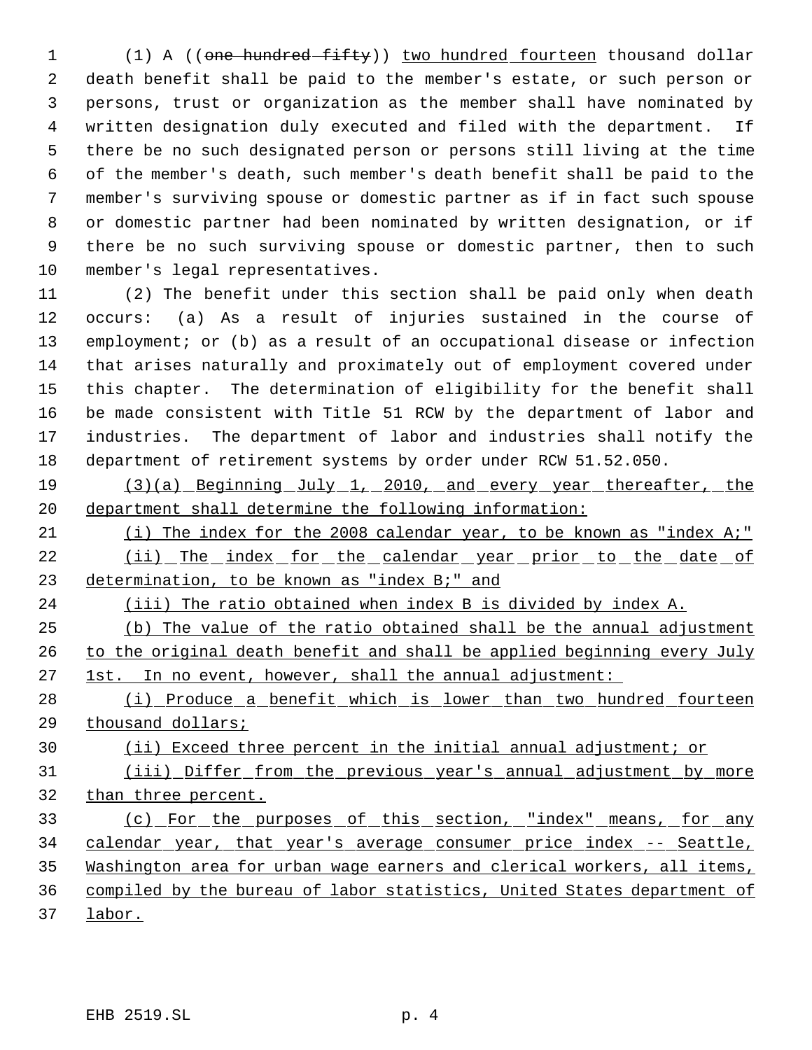(1) A ((~~one hundred fifty~~)) <u>two hundred fourteen</u> thousand dollar death benefit shall be paid to the member's estate, or such person or persons, trust or organization as the member shall have nominated by written designation duly executed and filed with the department. If there be no such designated person or persons still living at the time of the member's death, such member's death benefit shall be paid to the member's surviving spouse or domestic partner as if in fact such spouse or domestic partner had been nominated by written designation, or if there be no such surviving spouse or domestic partner, then to such member's legal representatives.

(2) The benefit under this section shall be paid only when death occurs: (a) As a result of injuries sustained in the course of employment; or (b) as a result of an occupational disease or infection that arises naturally and proximately out of employment covered under this chapter. The determination of eligibility for the benefit shall be made consistent with Title 51 RCW by the department of labor and industries. The department of labor and industries shall notify the department of retirement systems by order under RCW 51.52.050.

<u>(3)(a) Beginning July 1, 2010, and every year thereafter, the department shall determine the following information:</u>

<u>(i) The index for the 2008 calendar year, to be known as "index A;"</u>

<u>(ii) The index for the calendar year prior to the date of determination, to be known as "index B;" and</u>

<u>(iii) The ratio obtained when index B is divided by index A.</u>

<u>(b) The value of the ratio obtained shall be the annual adjustment to the original death benefit and shall be applied beginning every July 1st. In no event, however, shall the annual adjustment:</u>

<u>(i) Produce a benefit which is lower than two hundred fourteen thousand dollars;</u>

<u>(ii) Exceed three percent in the initial annual adjustment; or</u>

<u>(iii) Differ from the previous year's annual adjustment by more than three percent.</u>

<u>(c) For the purposes of this section, "index" means, for any calendar year, that year's average consumer price index -- Seattle, Washington area for urban wage earners and clerical workers, all items, compiled by the bureau of labor statistics, United States department of labor.</u>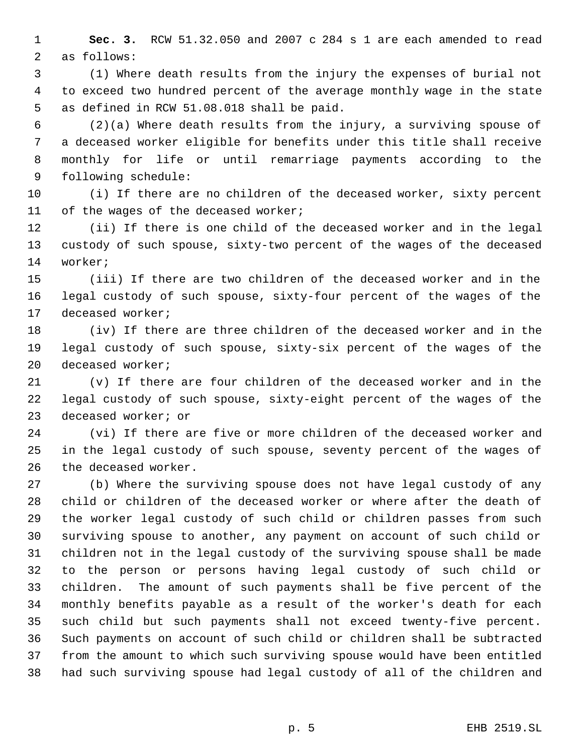**Sec. 3.** RCW 51.32.050 and 2007 c 284 s 1 are each amended to read as follows:

(1) Where death results from the injury the expenses of burial not to exceed two hundred percent of the average monthly wage in the state as defined in RCW 51.08.018 shall be paid.

(2)(a) Where death results from the injury, a surviving spouse of a deceased worker eligible for benefits under this title shall receive monthly for life or until remarriage payments according to the following schedule:

(i) If there are no children of the deceased worker, sixty percent of the wages of the deceased worker;

(ii) If there is one child of the deceased worker and in the legal custody of such spouse, sixty-two percent of the wages of the deceased worker;

(iii) If there are two children of the deceased worker and in the legal custody of such spouse, sixty-four percent of the wages of the deceased worker;

(iv) If there are three children of the deceased worker and in the legal custody of such spouse, sixty-six percent of the wages of the deceased worker;

(v) If there are four children of the deceased worker and in the legal custody of such spouse, sixty-eight percent of the wages of the deceased worker; or

(vi) If there are five or more children of the deceased worker and in the legal custody of such spouse, seventy percent of the wages of the deceased worker.

(b) Where the surviving spouse does not have legal custody of any child or children of the deceased worker or where after the death of the worker legal custody of such child or children passes from such surviving spouse to another, any payment on account of such child or children not in the legal custody of the surviving spouse shall be made to the person or persons having legal custody of such child or children. The amount of such payments shall be five percent of the monthly benefits payable as a result of the worker's death for each such child but such payments shall not exceed twenty-five percent. Such payments on account of such child or children shall be subtracted from the amount to which such surviving spouse would have been entitled had such surviving spouse had legal custody of all of the children and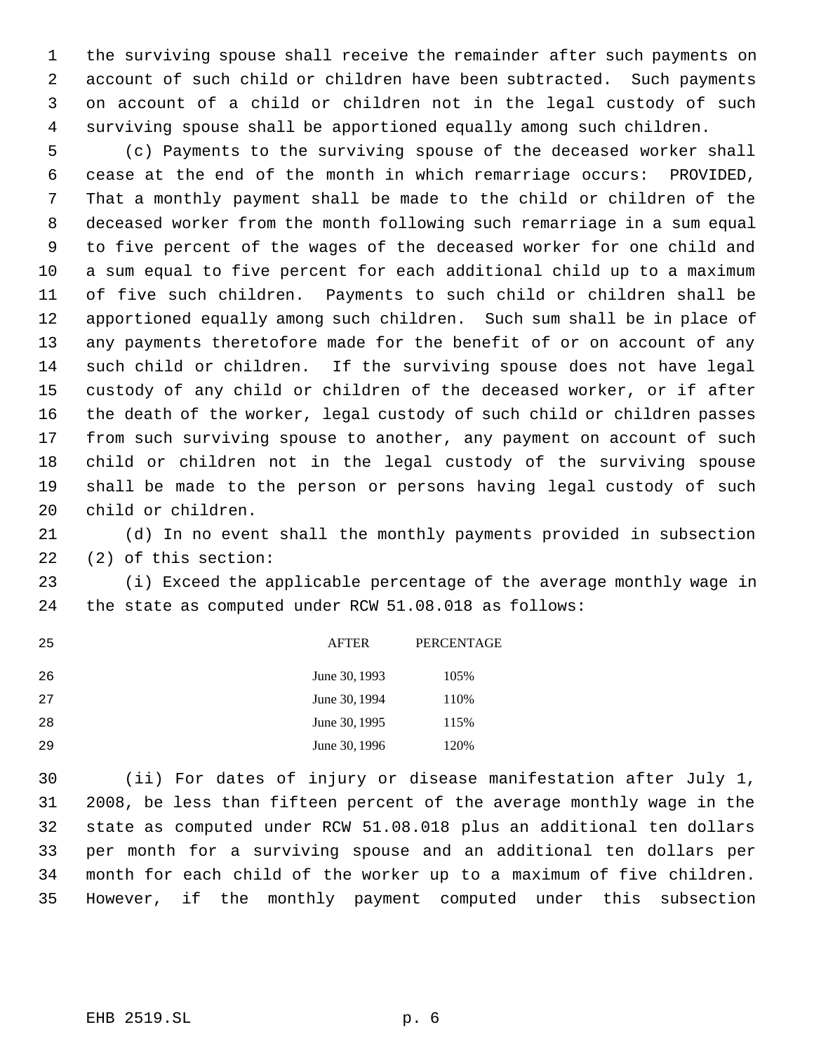the surviving spouse shall receive the remainder after such payments on account of such child or children have been subtracted. Such payments on account of a child or children not in the legal custody of such surviving spouse shall be apportioned equally among such children.

(c) Payments to the surviving spouse of the deceased worker shall cease at the end of the month in which remarriage occurs: PROVIDED, That a monthly payment shall be made to the child or children of the deceased worker from the month following such remarriage in a sum equal to five percent of the wages of the deceased worker for one child and a sum equal to five percent for each additional child up to a maximum of five such children. Payments to such child or children shall be apportioned equally among such children. Such sum shall be in place of any payments theretofore made for the benefit of or on account of any such child or children. If the surviving spouse does not have legal custody of any child or children of the deceased worker, or if after the death of the worker, legal custody of such child or children passes from such surviving spouse to another, any payment on account of such child or children not in the legal custody of the surviving spouse shall be made to the person or persons having legal custody of such child or children.

(d) In no event shall the monthly payments provided in subsection (2) of this section:

(i) Exceed the applicable percentage of the average monthly wage in the state as computed under RCW 51.08.018 as follows:

| AFTER | PERCENTAGE |
|---|---|
| June 30, 1993 | 105% |
| June 30, 1994 | 110% |
| June 30, 1995 | 115% |
| June 30, 1996 | 120% |

(ii) For dates of injury or disease manifestation after July 1, 2008, be less than fifteen percent of the average monthly wage in the state as computed under RCW 51.08.018 plus an additional ten dollars per month for a surviving spouse and an additional ten dollars per month for each child of the worker up to a maximum of five children. However, if the monthly payment computed under this subsection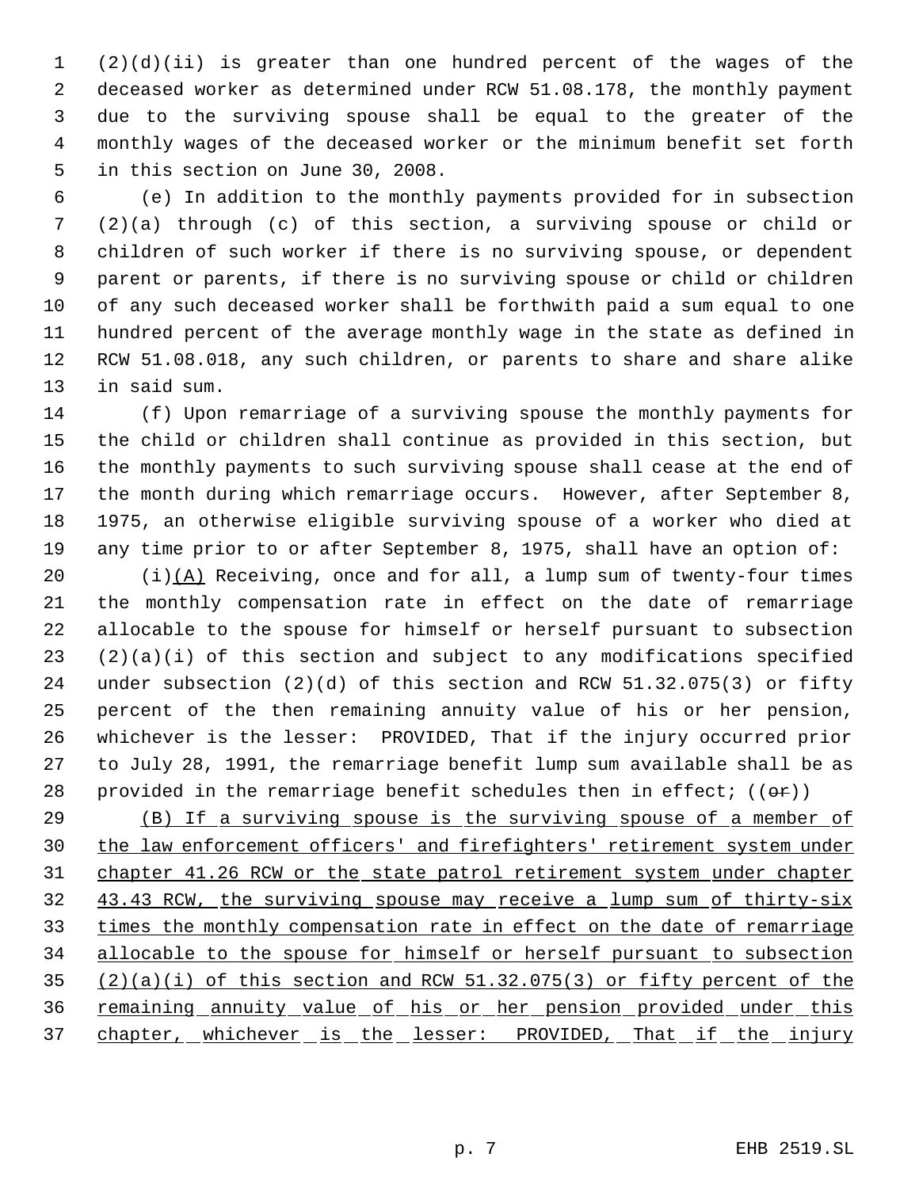(2)(d)(ii) is greater than one hundred percent of the wages of the deceased worker as determined under RCW 51.08.178, the monthly payment due to the surviving spouse shall be equal to the greater of the monthly wages of the deceased worker or the minimum benefit set forth in this section on June 30, 2008.

(e) In addition to the monthly payments provided for in subsection (2)(a) through (c) of this section, a surviving spouse or child or children of such worker if there is no surviving spouse, or dependent parent or parents, if there is no surviving spouse or child or children of any such deceased worker shall be forthwith paid a sum equal to one hundred percent of the average monthly wage in the state as defined in RCW 51.08.018, any such children, or parents to share and share alike in said sum.

(f) Upon remarriage of a surviving spouse the monthly payments for the child or children shall continue as provided in this section, but the monthly payments to such surviving spouse shall cease at the end of the month during which remarriage occurs. However, after September 8, 1975, an otherwise eligible surviving spouse of a worker who died at any time prior to or after September 8, 1975, shall have an option of:

(i)<u>(A)</u> Receiving, once and for all, a lump sum of twenty-four times the monthly compensation rate in effect on the date of remarriage allocable to the spouse for himself or herself pursuant to subsection (2)(a)(i) of this section and subject to any modifications specified under subsection (2)(d) of this section and RCW 51.32.075(3) or fifty percent of the then remaining annuity value of his or her pension, whichever is the lesser: PROVIDED, That if the injury occurred prior to July 28, 1991, the remarriage benefit lump sum available shall be as provided in the remarriage benefit schedules then in effect; ((~~or~~))

<u>(B) If a surviving spouse is the surviving spouse of a member of the law enforcement officers' and firefighters' retirement system under chapter 41.26 RCW or the state patrol retirement system under chapter 43.43 RCW, the surviving spouse may receive a lump sum of thirty-six times the monthly compensation rate in effect on the date of remarriage allocable to the spouse for himself or herself pursuant to subsection (2)(a)(i) of this section and RCW 51.32.075(3) or fifty percent of the remaining annuity value of his or her pension provided under this chapter, whichever is the lesser: PROVIDED, That if the injury</u>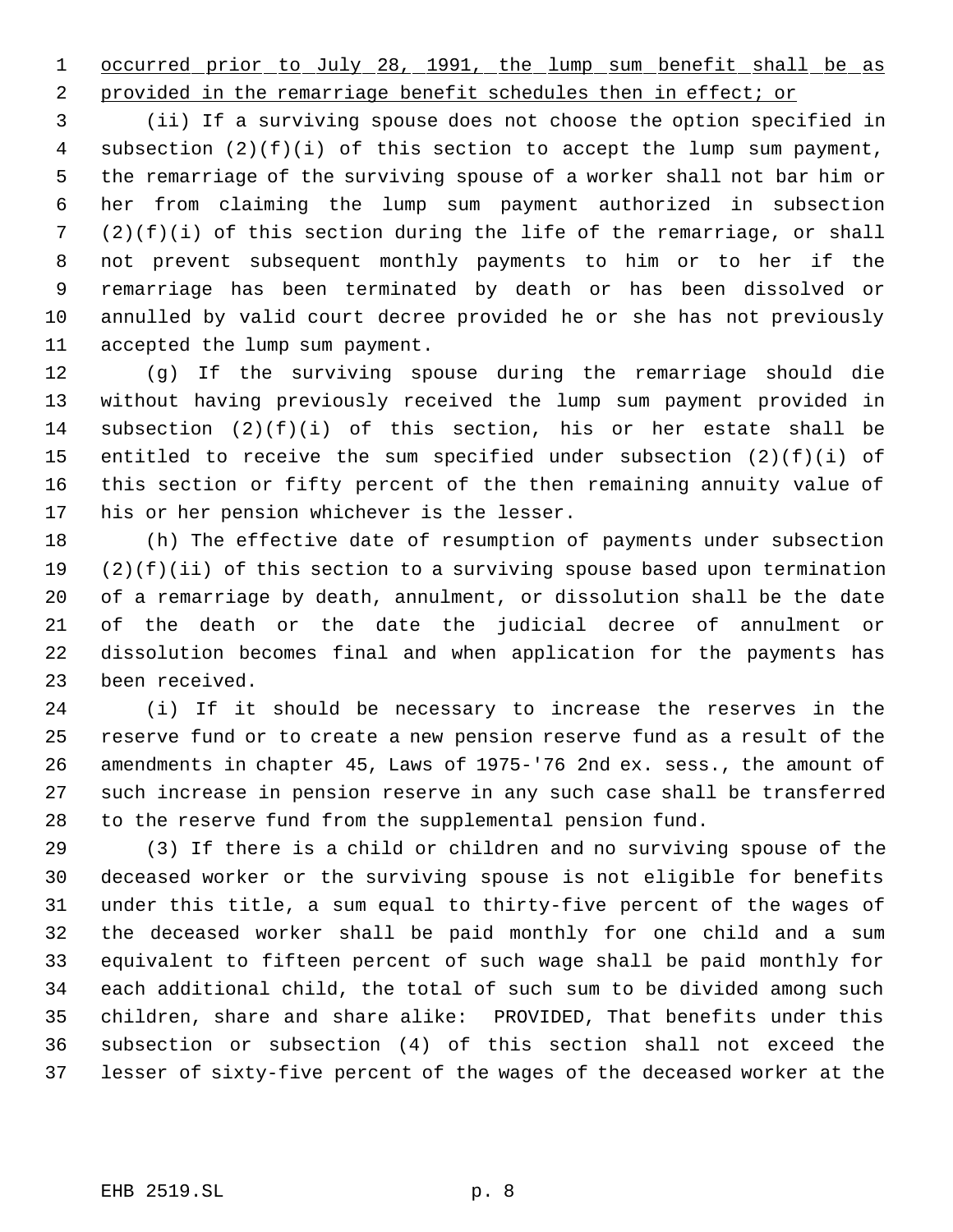occurred prior to July 28, 1991, the lump sum benefit shall be as provided in the remarriage benefit schedules then in effect; or

(ii) If a surviving spouse does not choose the option specified in subsection (2)(f)(i) of this section to accept the lump sum payment, the remarriage of the surviving spouse of a worker shall not bar him or her from claiming the lump sum payment authorized in subsection (2)(f)(i) of this section during the life of the remarriage, or shall not prevent subsequent monthly payments to him or to her if the remarriage has been terminated by death or has been dissolved or annulled by valid court decree provided he or she has not previously accepted the lump sum payment.

(g) If the surviving spouse during the remarriage should die without having previously received the lump sum payment provided in subsection (2)(f)(i) of this section, his or her estate shall be entitled to receive the sum specified under subsection (2)(f)(i) of this section or fifty percent of the then remaining annuity value of his or her pension whichever is the lesser.

(h) The effective date of resumption of payments under subsection (2)(f)(ii) of this section to a surviving spouse based upon termination of a remarriage by death, annulment, or dissolution shall be the date of the death or the date the judicial decree of annulment or dissolution becomes final and when application for the payments has been received.

(i) If it should be necessary to increase the reserves in the reserve fund or to create a new pension reserve fund as a result of the amendments in chapter 45, Laws of 1975-'76 2nd ex. sess., the amount of such increase in pension reserve in any such case shall be transferred to the reserve fund from the supplemental pension fund.

(3) If there is a child or children and no surviving spouse of the deceased worker or the surviving spouse is not eligible for benefits under this title, a sum equal to thirty-five percent of the wages of the deceased worker shall be paid monthly for one child and a sum equivalent to fifteen percent of such wage shall be paid monthly for each additional child, the total of such sum to be divided among such children, share and share alike: PROVIDED, That benefits under this subsection or subsection (4) of this section shall not exceed the lesser of sixty-five percent of the wages of the deceased worker at the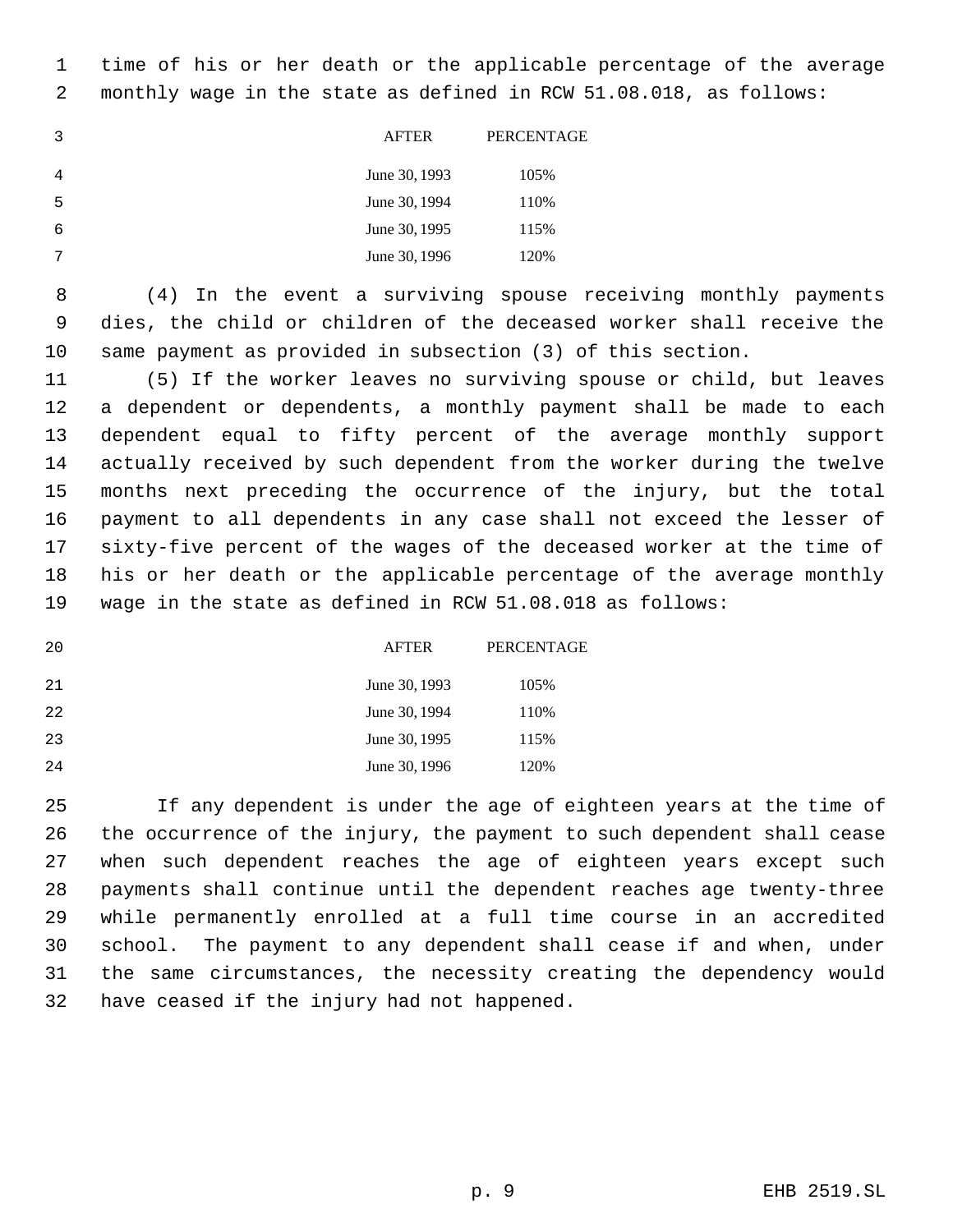time of his or her death or the applicable percentage of the average monthly wage in the state as defined in RCW 51.08.018, as follows:

| AFTER | PERCENTAGE |
|---|---|
| June 30, 1993 | 105% |
| June 30, 1994 | 110% |
| June 30, 1995 | 115% |
| June 30, 1996 | 120% |

(4) In the event a surviving spouse receiving monthly payments dies, the child or children of the deceased worker shall receive the same payment as provided in subsection (3) of this section.

(5) If the worker leaves no surviving spouse or child, but leaves a dependent or dependents, a monthly payment shall be made to each dependent equal to fifty percent of the average monthly support actually received by such dependent from the worker during the twelve months next preceding the occurrence of the injury, but the total payment to all dependents in any case shall not exceed the lesser of sixty-five percent of the wages of the deceased worker at the time of his or her death or the applicable percentage of the average monthly wage in the state as defined in RCW 51.08.018 as follows:

| AFTER | PERCENTAGE |
|---|---|
| June 30, 1993 | 105% |
| June 30, 1994 | 110% |
| June 30, 1995 | 115% |
| June 30, 1996 | 120% |

If any dependent is under the age of eighteen years at the time of the occurrence of the injury, the payment to such dependent shall cease when such dependent reaches the age of eighteen years except such payments shall continue until the dependent reaches age twenty-three while permanently enrolled at a full time course in an accredited school. The payment to any dependent shall cease if and when, under the same circumstances, the necessity creating the dependency would have ceased if the injury had not happened.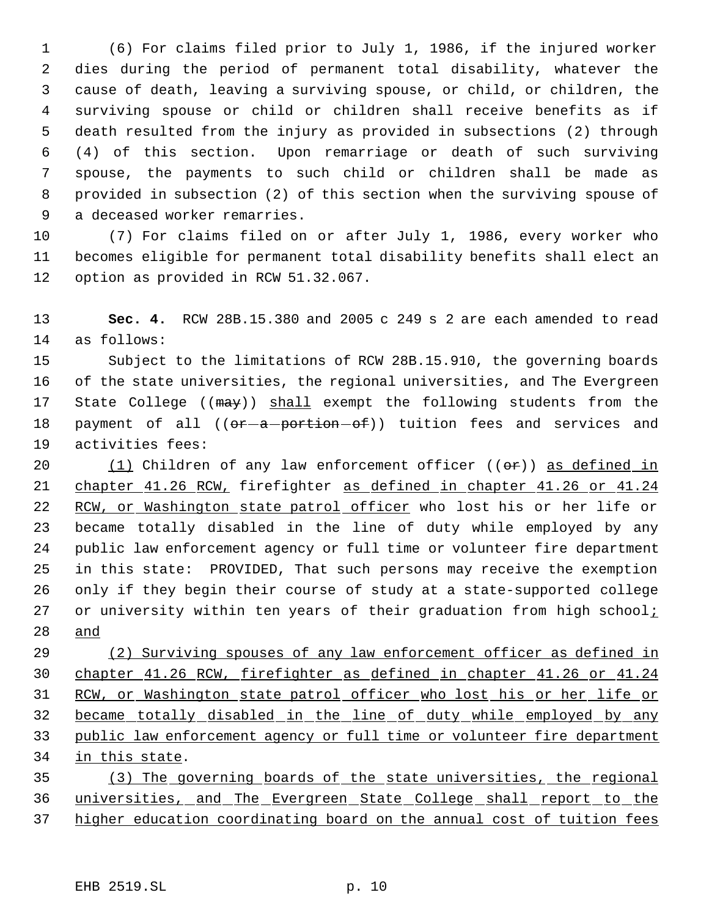(6) For claims filed prior to July 1, 1986, if the injured worker dies during the period of permanent total disability, whatever the cause of death, leaving a surviving spouse, or child, or children, the surviving spouse or child or children shall receive benefits as if death resulted from the injury as provided in subsections (2) through (4) of this section. Upon remarriage or death of such surviving spouse, the payments to such child or children shall be made as provided in subsection (2) of this section when the surviving spouse of a deceased worker remarries.

(7) For claims filed on or after July 1, 1986, every worker who becomes eligible for permanent total disability benefits shall elect an option as provided in RCW 51.32.067.

**Sec. 4.** RCW 28B.15.380 and 2005 c 249 s 2 are each amended to read as follows:

Subject to the limitations of RCW 28B.15.910, the governing boards of the state universities, the regional universities, and The Evergreen State College ((~~may~~)) <u>shall</u> exempt the following students from the payment of all ((~~or a portion of~~)) tuition fees and services and activities fees:

<u>(1)</u> Children of any law enforcement officer ((~~or~~)) <u>as defined in chapter 41.26 RCW,</u> firefighter <u>as defined in chapter 41.26 or 41.24 RCW, or Washington state patrol officer</u> who lost his or her life or became totally disabled in the line of duty while employed by any public law enforcement agency or full time or volunteer fire department in this state: PROVIDED, That such persons may receive the exemption only if they begin their course of study at a state-supported college or university within ten years of their graduation from high school<u>; and</u>

<u>(2) Surviving spouses of any law enforcement officer as defined in chapter 41.26 RCW, firefighter as defined in chapter 41.26 or 41.24 RCW, or Washington state patrol officer who lost his or her life or became totally disabled in the line of duty while employed by any public law enforcement agency or full time or volunteer fire department in this state</u>.

<u>(3) The governing boards of the state universities, the regional universities, and The Evergreen State College shall report to the higher education coordinating board on the annual cost of tuition fees</u>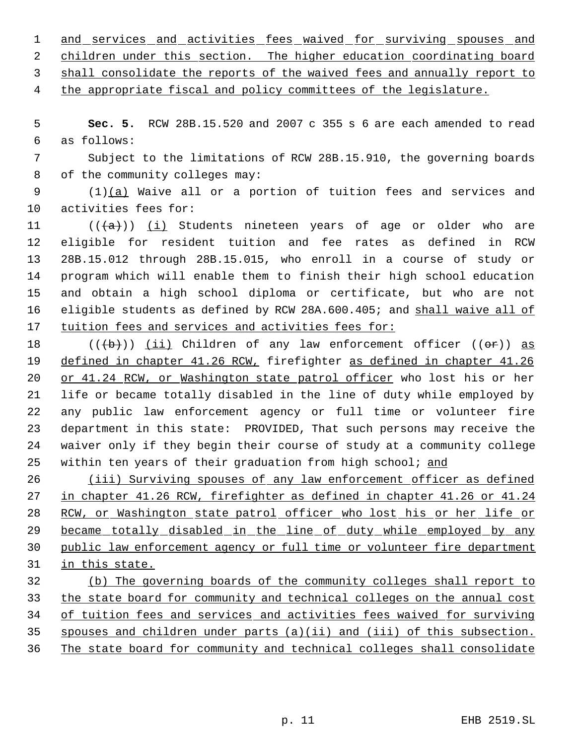and services and activities fees waived for surviving spouses and children under this section. The higher education coordinating board shall consolidate the reports of the waived fees and annually report to the appropriate fiscal and policy committees of the legislature.

**Sec. 5.** RCW 28B.15.520 and 2007 c 355 s 6 are each amended to read as follows:

Subject to the limitations of RCW 28B.15.910, the governing boards of the community colleges may:

(1)(a) Waive all or a portion of tuition fees and services and activities fees for:

(((a))) (i) Students nineteen years of age or older who are eligible for resident tuition and fee rates as defined in RCW 28B.15.012 through 28B.15.015, who enroll in a course of study or program which will enable them to finish their high school education and obtain a high school diploma or certificate, but who are not eligible students as defined by RCW 28A.600.405; and shall waive all of tuition fees and services and activities fees for:

(((b))) (ii) Children of any law enforcement officer ((or)) as defined in chapter 41.26 RCW, firefighter as defined in chapter 41.26 or 41.24 RCW, or Washington state patrol officer who lost his or her life or became totally disabled in the line of duty while employed by any public law enforcement agency or full time or volunteer fire department in this state: PROVIDED, That such persons may receive the waiver only if they begin their course of study at a community college within ten years of their graduation from high school; and

(iii) Surviving spouses of any law enforcement officer as defined in chapter 41.26 RCW, firefighter as defined in chapter 41.26 or 41.24 RCW, or Washington state patrol officer who lost his or her life or became totally disabled in the line of duty while employed by any public law enforcement agency or full time or volunteer fire department in this state.

(b) The governing boards of the community colleges shall report to the state board for community and technical colleges on the annual cost of tuition fees and services and activities fees waived for surviving spouses and children under parts (a)(ii) and (iii) of this subsection. The state board for community and technical colleges shall consolidate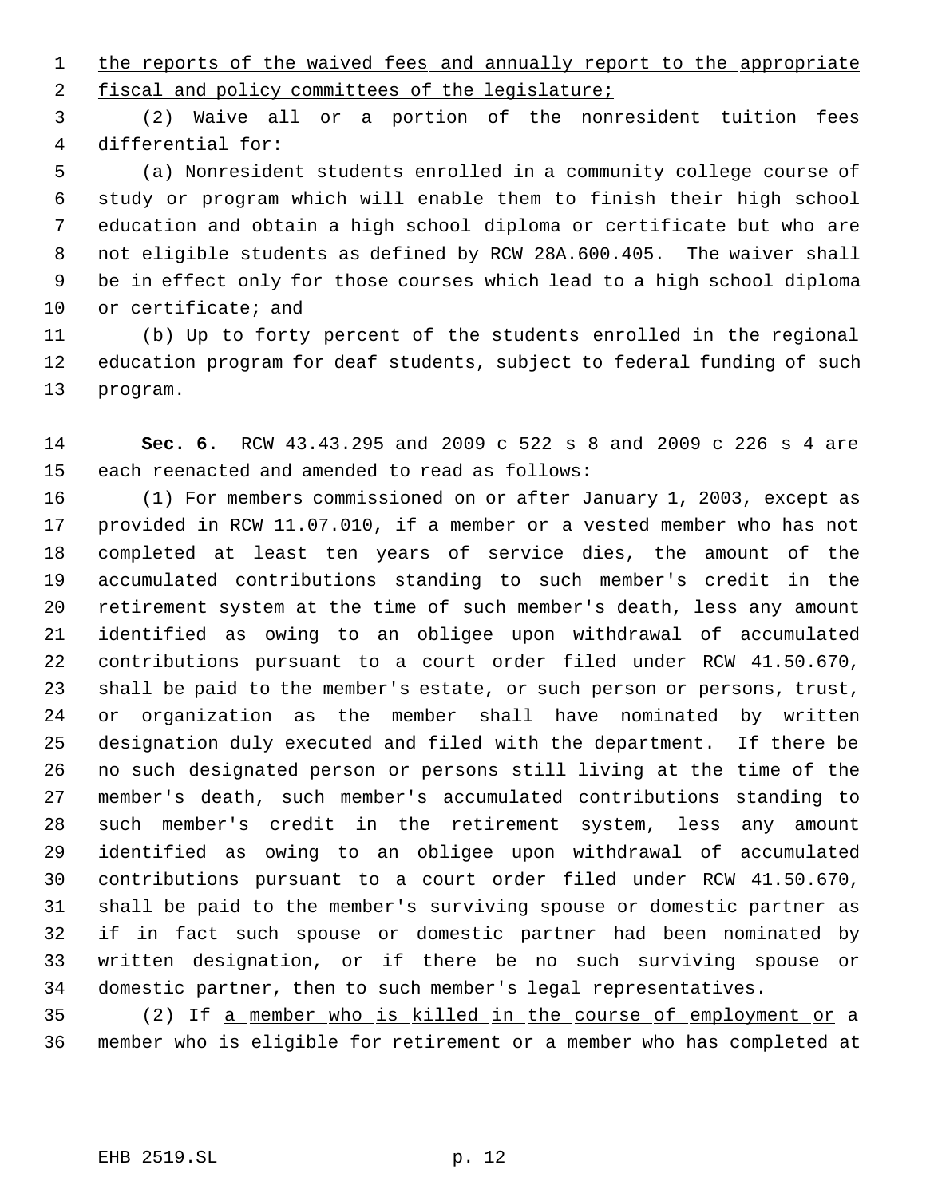the reports of the waived fees and annually report to the appropriate fiscal and policy committees of the legislature;

(2) Waive all or a portion of the nonresident tuition fees differential for:

(a) Nonresident students enrolled in a community college course of study or program which will enable them to finish their high school education and obtain a high school diploma or certificate but who are not eligible students as defined by RCW 28A.600.405. The waiver shall be in effect only for those courses which lead to a high school diploma or certificate; and

(b) Up to forty percent of the students enrolled in the regional education program for deaf students, subject to federal funding of such program.

**Sec. 6.** RCW 43.43.295 and 2009 c 522 s 8 and 2009 c 226 s 4 are each reenacted and amended to read as follows:

(1) For members commissioned on or after January 1, 2003, except as provided in RCW 11.07.010, if a member or a vested member who has not completed at least ten years of service dies, the amount of the accumulated contributions standing to such member's credit in the retirement system at the time of such member's death, less any amount identified as owing to an obligee upon withdrawal of accumulated contributions pursuant to a court order filed under RCW 41.50.670, shall be paid to the member's estate, or such person or persons, trust, or organization as the member shall have nominated by written designation duly executed and filed with the department. If there be no such designated person or persons still living at the time of the member's death, such member's accumulated contributions standing to such member's credit in the retirement system, less any amount identified as owing to an obligee upon withdrawal of accumulated contributions pursuant to a court order filed under RCW 41.50.670, shall be paid to the member's surviving spouse or domestic partner as if in fact such spouse or domestic partner had been nominated by written designation, or if there be no such surviving spouse or domestic partner, then to such member's legal representatives.

(2) If a member who is killed in the course of employment or a member who is eligible for retirement or a member who has completed at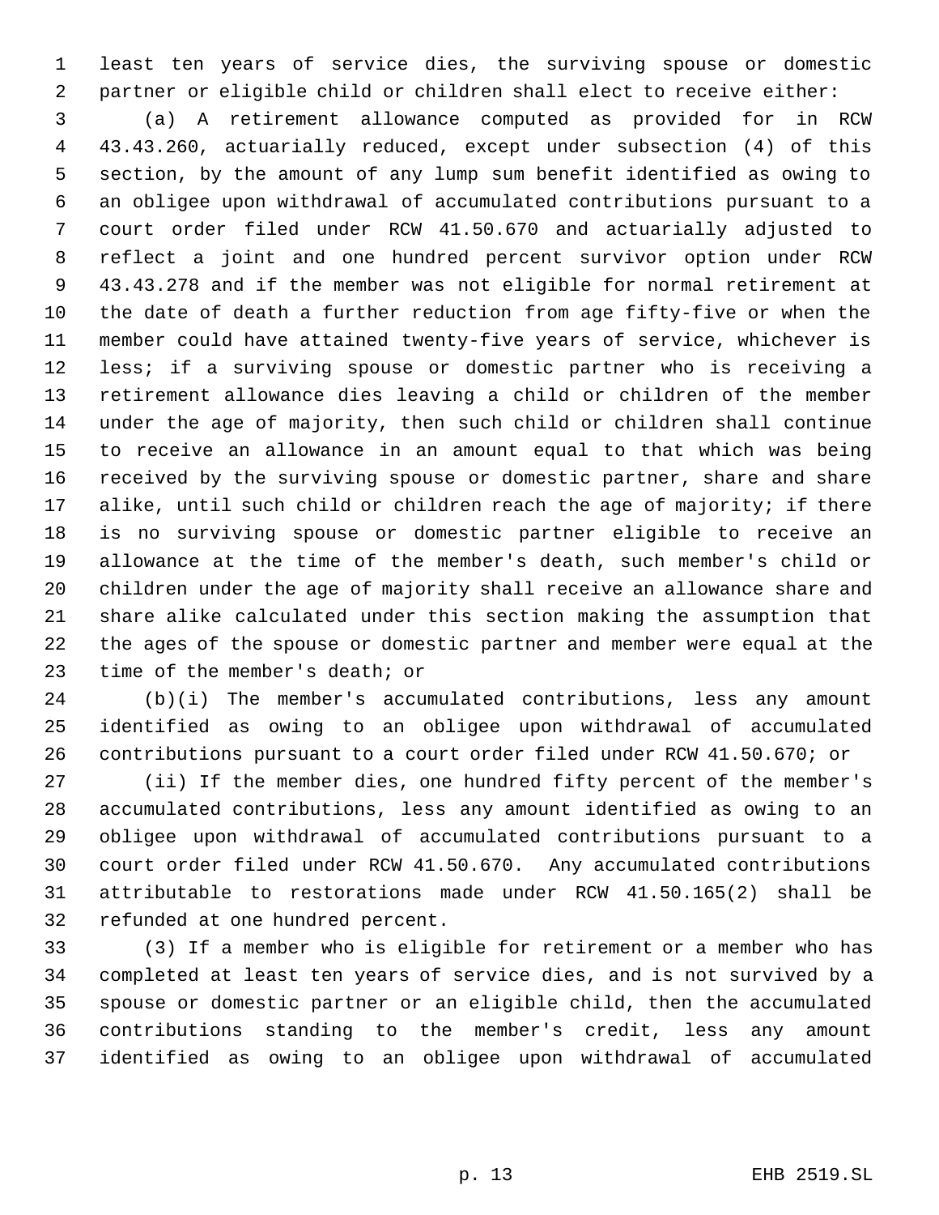least ten years of service dies, the surviving spouse or domestic partner or eligible child or children shall elect to receive either:

(a) A retirement allowance computed as provided for in RCW 43.43.260, actuarially reduced, except under subsection (4) of this section, by the amount of any lump sum benefit identified as owing to an obligee upon withdrawal of accumulated contributions pursuant to a court order filed under RCW 41.50.670 and actuarially adjusted to reflect a joint and one hundred percent survivor option under RCW 43.43.278 and if the member was not eligible for normal retirement at the date of death a further reduction from age fifty-five or when the member could have attained twenty-five years of service, whichever is less; if a surviving spouse or domestic partner who is receiving a retirement allowance dies leaving a child or children of the member under the age of majority, then such child or children shall continue to receive an allowance in an amount equal to that which was being received by the surviving spouse or domestic partner, share and share alike, until such child or children reach the age of majority; if there is no surviving spouse or domestic partner eligible to receive an allowance at the time of the member's death, such member's child or children under the age of majority shall receive an allowance share and share alike calculated under this section making the assumption that the ages of the spouse or domestic partner and member were equal at the time of the member's death; or

(b)(i) The member's accumulated contributions, less any amount identified as owing to an obligee upon withdrawal of accumulated contributions pursuant to a court order filed under RCW 41.50.670; or

(ii) If the member dies, one hundred fifty percent of the member's accumulated contributions, less any amount identified as owing to an obligee upon withdrawal of accumulated contributions pursuant to a court order filed under RCW 41.50.670. Any accumulated contributions attributable to restorations made under RCW 41.50.165(2) shall be refunded at one hundred percent.

(3) If a member who is eligible for retirement or a member who has completed at least ten years of service dies, and is not survived by a spouse or domestic partner or an eligible child, then the accumulated contributions standing to the member's credit, less any amount identified as owing to an obligee upon withdrawal of accumulated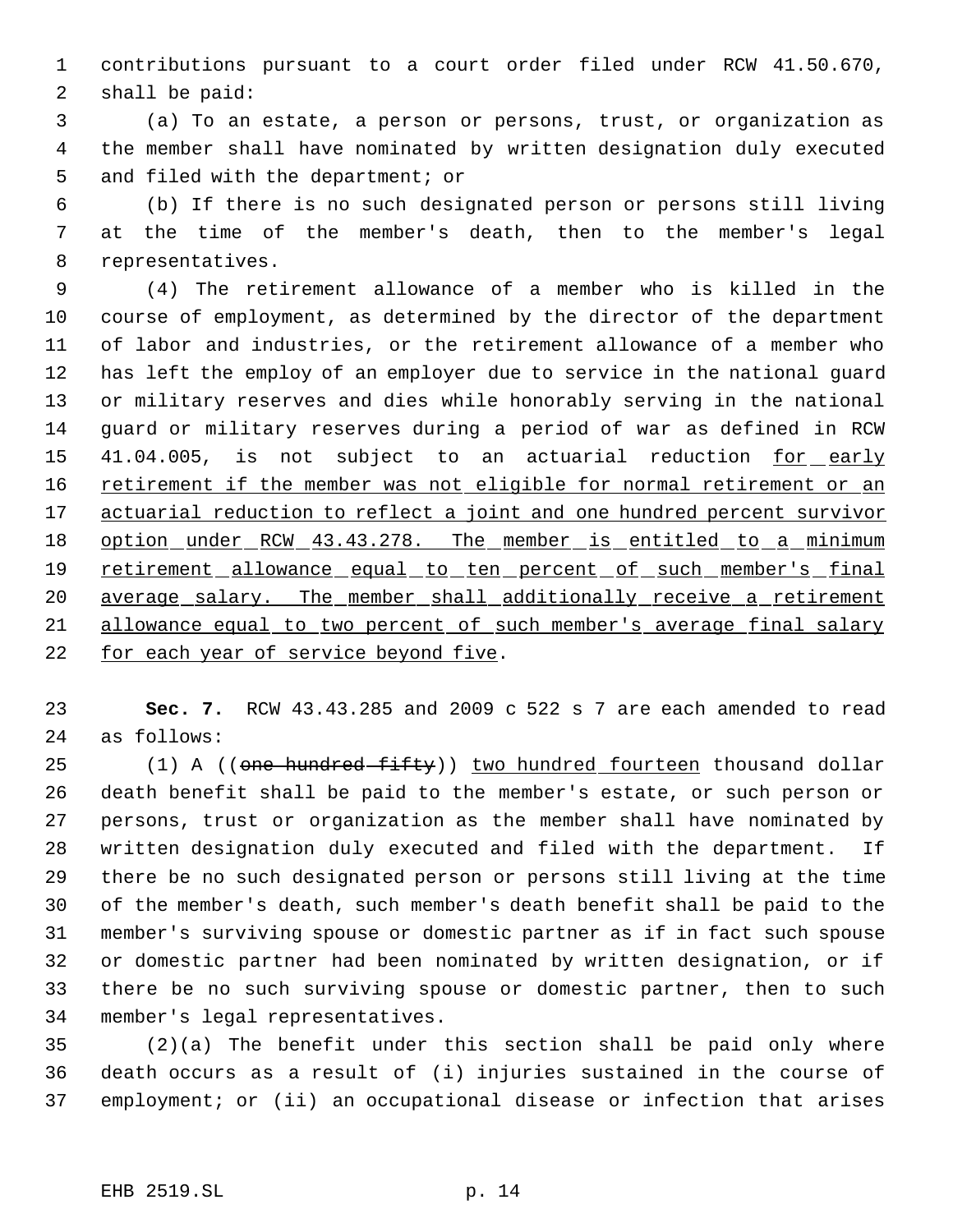contributions pursuant to a court order filed under RCW 41.50.670, shall be paid:

(a) To an estate, a person or persons, trust, or organization as the member shall have nominated by written designation duly executed and filed with the department; or

(b) If there is no such designated person or persons still living at the time of the member's death, then to the member's legal representatives.

(4) The retirement allowance of a member who is killed in the course of employment, as determined by the director of the department of labor and industries, or the retirement allowance of a member who has left the employ of an employer due to service in the national guard or military reserves and dies while honorably serving in the national guard or military reserves during a period of war as defined in RCW 41.04.005, is not subject to an actuarial reduction <u>for early retirement if the member was not eligible for normal retirement or an actuarial reduction to reflect a joint and one hundred percent survivor option under RCW 43.43.278. The member is entitled to a minimum retirement allowance equal to ten percent of such member's final average salary. The member shall additionally receive a retirement allowance equal to two percent of such member's average final salary for each year of service beyond five</u>.

**Sec. 7.** RCW 43.43.285 and 2009 c 522 s 7 are each amended to read as follows:

(1) A ((~~one hundred fifty~~)) <u>two hundred fourteen</u> thousand dollar death benefit shall be paid to the member's estate, or such person or persons, trust or organization as the member shall have nominated by written designation duly executed and filed with the department. If there be no such designated person or persons still living at the time of the member's death, such member's death benefit shall be paid to the member's surviving spouse or domestic partner as if in fact such spouse or domestic partner had been nominated by written designation, or if there be no such surviving spouse or domestic partner, then to such member's legal representatives.

(2)(a) The benefit under this section shall be paid only where death occurs as a result of (i) injuries sustained in the course of employment; or (ii) an occupational disease or infection that arises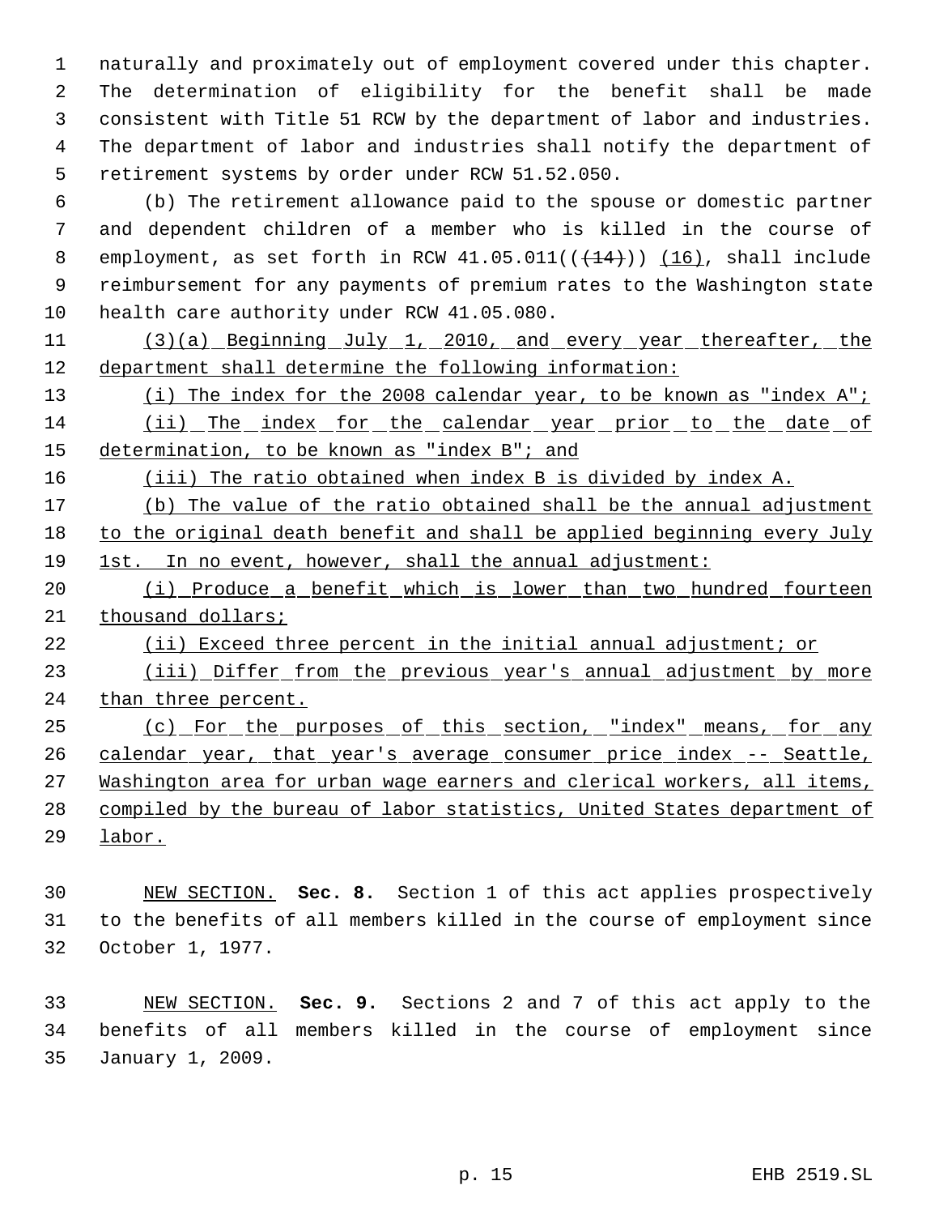naturally and proximately out of employment covered under this chapter. The determination of eligibility for the benefit shall be made consistent with Title 51 RCW by the department of labor and industries. The department of labor and industries shall notify the department of retirement systems by order under RCW 51.52.050.

(b) The retirement allowance paid to the spouse or domestic partner and dependent children of a member who is killed in the course of employment, as set forth in RCW 41.05.011(((14))) (16), shall include reimbursement for any payments of premium rates to the Washington state health care authority under RCW 41.05.080.

(3)(a) Beginning July 1, 2010, and every year thereafter, the department shall determine the following information:

(i) The index for the 2008 calendar year, to be known as "index A";

(ii) The index for the calendar year prior to the date of determination, to be known as "index B"; and

(iii) The ratio obtained when index B is divided by index A.

(b) The value of the ratio obtained shall be the annual adjustment to the original death benefit and shall be applied beginning every July 1st. In no event, however, shall the annual adjustment:

(i) Produce a benefit which is lower than two hundred fourteen thousand dollars;

(ii) Exceed three percent in the initial annual adjustment; or

(iii) Differ from the previous year's annual adjustment by more than three percent.

(c) For the purposes of this section, "index" means, for any calendar year, that year's average consumer price index -- Seattle, Washington area for urban wage earners and clerical workers, all items, compiled by the bureau of labor statistics, United States department of labor.

NEW SECTION. **Sec. 8.** Section 1 of this act applies prospectively to the benefits of all members killed in the course of employment since October 1, 1977.

NEW SECTION. **Sec. 9.** Sections 2 and 7 of this act apply to the benefits of all members killed in the course of employment since January 1, 2009.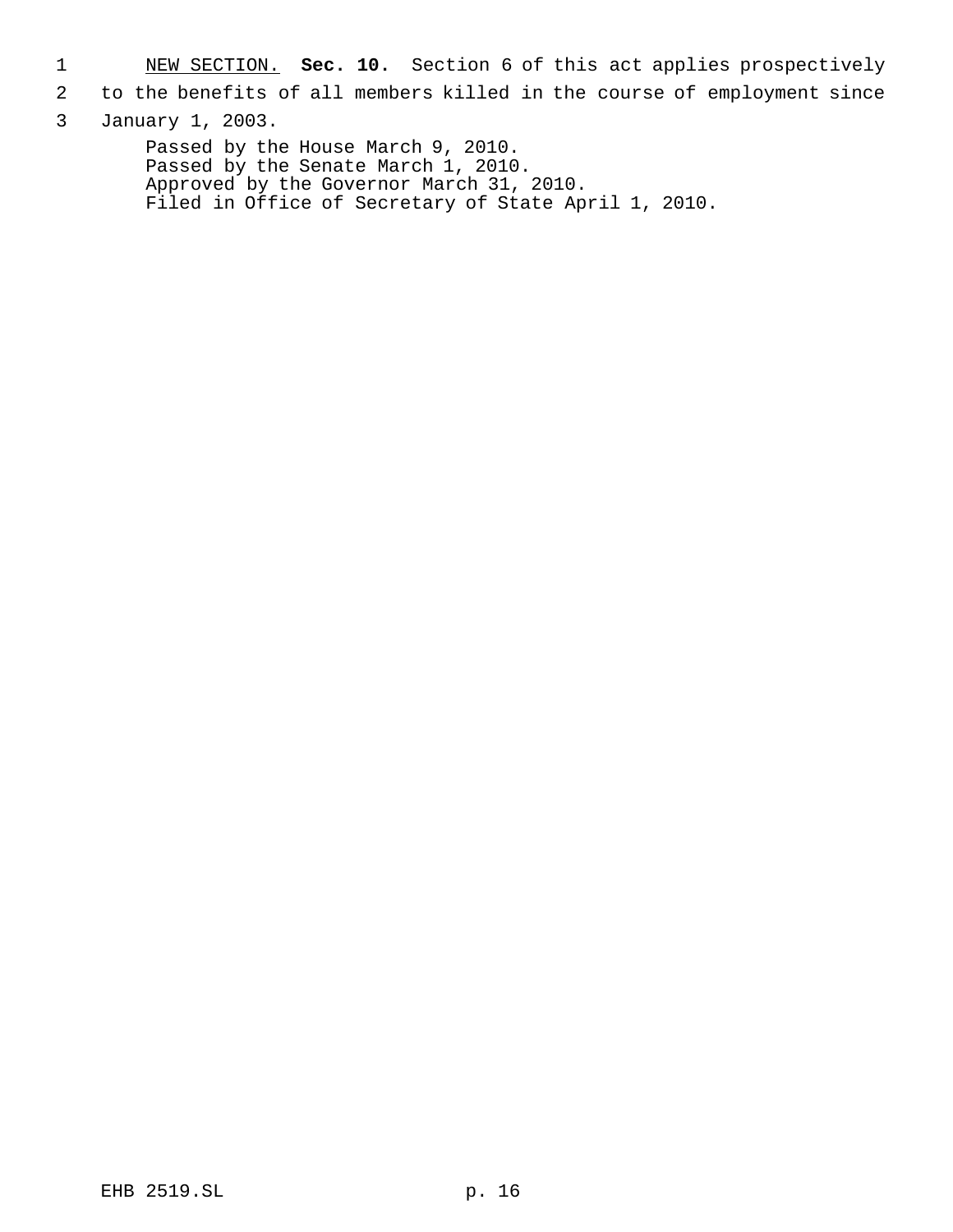NEW SECTION. **Sec. 10.** Section 6 of this act applies prospectively to the benefits of all members killed in the course of employment since January 1, 2003.

Passed by the House March 9, 2010.
Passed by the Senate March 1, 2010.
Approved by the Governor March 31, 2010.
Filed in Office of Secretary of State April 1, 2010.